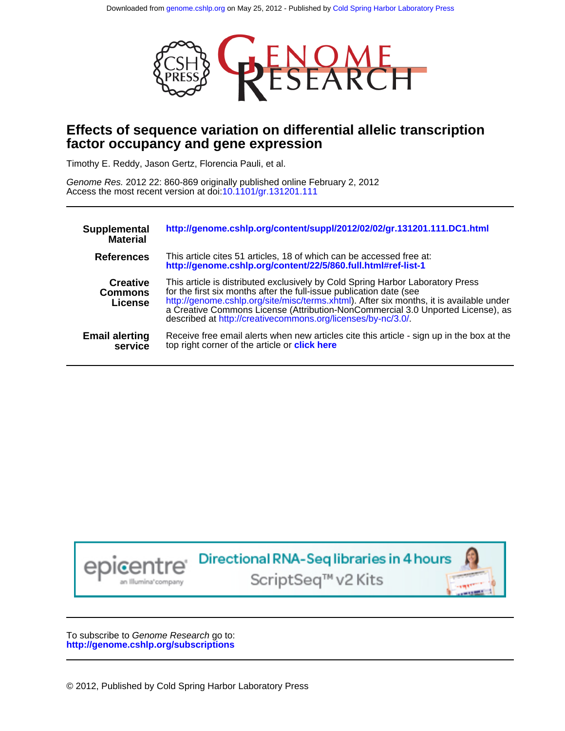Downloaded from genome.cshlp.org on May 25, 2012 - Published by Cold Spring Harbor Laboratory Press

# Effects of sequence variation on differential allelic transcription factor occupancy and gene expression

Timothy E. Reddy, Jason Gertz, Florencia Pauli, et al.

*Genome Res.* 2012 22: 860-869 originally published online February 2, 2012
Access the most recent version at doi:10.1101/gr.131201.111

| | |
|---|---|
| **Supplemental Material** | **http://genome.cshlp.org/content/suppl/2012/02/02/gr.131201.111.DC1.html** |
| **References** | This article cites 51 articles, 18 of which can be accessed free at: **http://genome.cshlp.org/content/22/5/860.full.html#ref-list-1** |
| **Creative Commons License** | This article is distributed exclusively by Cold Spring Harbor Laboratory Press for the first six months after the full-issue publication date (see http://genome.cshlp.org/site/misc/terms.xhtml). After six months, it is available under a Creative Commons License (Attribution-NonCommercial 3.0 Unported License), as described at http://creativecommons.org/licenses/by-nc/3.0/. |
| **Email alerting service** | Receive free email alerts when new articles cite this article - sign up in the box at the top right corner of the article or **click here** |

To subscribe to *Genome Research* go to:
**http://genome.cshlp.org/subscriptions**

© 2012, Published by Cold Spring Harbor Laboratory Press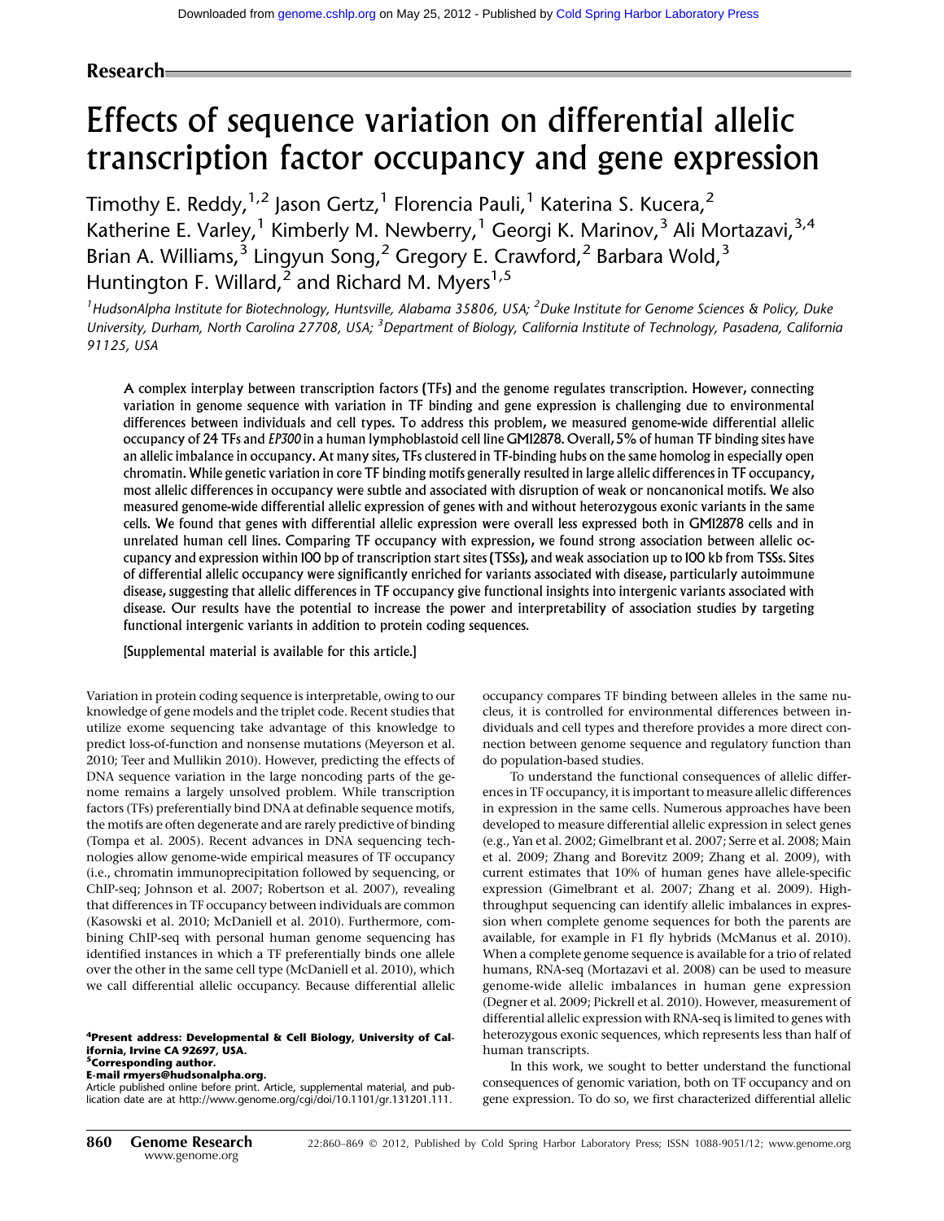**Research**

# Effects of sequence variation on differential allelic transcription factor occupancy and gene expression

Timothy E. Reddy,[1,2] Jason Gertz,[1] Florencia Pauli,[1] Katerina S. Kucera,[2] Katherine E. Varley,[1] Kimberly M. Newberry,[1] Georgi K. Marinov,[3] Ali Mortazavi,[3,4] Brian A. Williams,[3] Lingyun Song,[2] Gregory E. Crawford,[2] Barbara Wold,[3] Huntington F. Willard,[2] and Richard M. Myers[1,5]

[1]HudsonAlpha Institute for Biotechnology, Huntsville, Alabama 35806, USA; [2]Duke Institute for Genome Sciences & Policy, Duke University, Durham, North Carolina 27708, USA; [3]Department of Biology, California Institute of Technology, Pasadena, California 91125, USA

**A complex interplay between transcription factors (TFs) and the genome regulates transcription. However, connecting variation in genome sequence with variation in TF binding and gene expression is challenging due to environmental differences between individuals and cell types. To address this problem, we measured genome-wide differential allelic occupancy of 24 TFs and *EP300* in a human lymphoblastoid cell line GM12878. Overall, 5% of human TF binding sites have an allelic imbalance in occupancy. At many sites, TFs clustered in TF-binding hubs on the same homolog in especially open chromatin. While genetic variation in core TF binding motifs generally resulted in large allelic differences in TF occupancy, most allelic differences in occupancy were subtle and associated with disruption of weak or noncanonical motifs. We also measured genome-wide differential allelic expression of genes with and without heterozygous exonic variants in the same cells. We found that genes with differential allelic expression were overall less expressed both in GM12878 cells and in unrelated human cell lines. Comparing TF occupancy with expression, we found strong association between allelic occupancy and expression within 100 bp of transcription start sites (TSSs), and weak association up to 100 kb from TSSs. Sites of differential allelic occupancy were significantly enriched for variants associated with disease, particularly autoimmune disease, suggesting that allelic differences in TF occupancy give functional insights into intergenic variants associated with disease. Our results have the potential to increase the power and interpretability of association studies by targeting functional intergenic variants in addition to protein coding sequences.**

**[Supplemental material is available for this article.]**

Variation in protein coding sequence is interpretable, owing to our knowledge of gene models and the triplet code. Recent studies that utilize exome sequencing take advantage of this knowledge to predict loss-of-function and nonsense mutations (Meyerson et al. 2010; Teer and Mullikin 2010). However, predicting the effects of DNA sequence variation in the large noncoding parts of the genome remains a largely unsolved problem. While transcription factors (TFs) preferentially bind DNA at definable sequence motifs, the motifs are often degenerate and are rarely predictive of binding (Tompa et al. 2005). Recent advances in DNA sequencing technologies allow genome-wide empirical measures of TF occupancy (i.e., chromatin immunoprecipitation followed by sequencing, or ChIP-seq; Johnson et al. 2007; Robertson et al. 2007), revealing that differences in TF occupancy between individuals are common (Kasowski et al. 2010; McDaniell et al. 2010). Furthermore, combining ChIP-seq with personal human genome sequencing has identified instances in which a TF preferentially binds one allele over the other in the same cell type (McDaniell et al. 2010), which we call differential allelic occupancy. Because differential allelic occupancy compares TF binding between alleles in the same nucleus, it is controlled for environmental differences between individuals and cell types and therefore provides a more direct connection between genome sequence and regulatory function than do population-based studies.

To understand the functional consequences of allelic differences in TF occupancy, it is important to measure allelic differences in expression in the same cells. Numerous approaches have been developed to measure differential allelic expression in select genes (e.g., Yan et al. 2002; Gimelbrant et al. 2007; Serre et al. 2008; Main et al. 2009; Zhang and Borevitz 2009; Zhang et al. 2009), with current estimates that 10% of human genes have allele-specific expression (Gimelbrant et al. 2007; Zhang et al. 2009). High-throughput sequencing can identify allelic imbalances in expression when complete genome sequences for both the parents are available, for example in F1 fly hybrids (McManus et al. 2010). When a complete genome sequence is available for a trio of related humans, RNA-seq (Mortazavi et al. 2008) can be used to measure genome-wide allelic imbalances in human gene expression (Degner et al. 2009; Pickrell et al. 2010). However, measurement of differential allelic expression with RNA-seq is limited to genes with heterozygous exonic sequences, which represents less than half of human transcripts.

In this work, we sought to better understand the functional consequences of genomic variation, both on TF occupancy and on gene expression. To do so, we first characterized differential allelic

[4]Present address: Developmental & Cell Biology, University of California, Irvine CA 92697, USA.
[5]Corresponding author.
E-mail rmyers@hudsonalpha.org.
Article published online before print. Article, supplemental material, and publication date are at http://www.genome.org/cgi/doi/10.1101/gr.131201.111.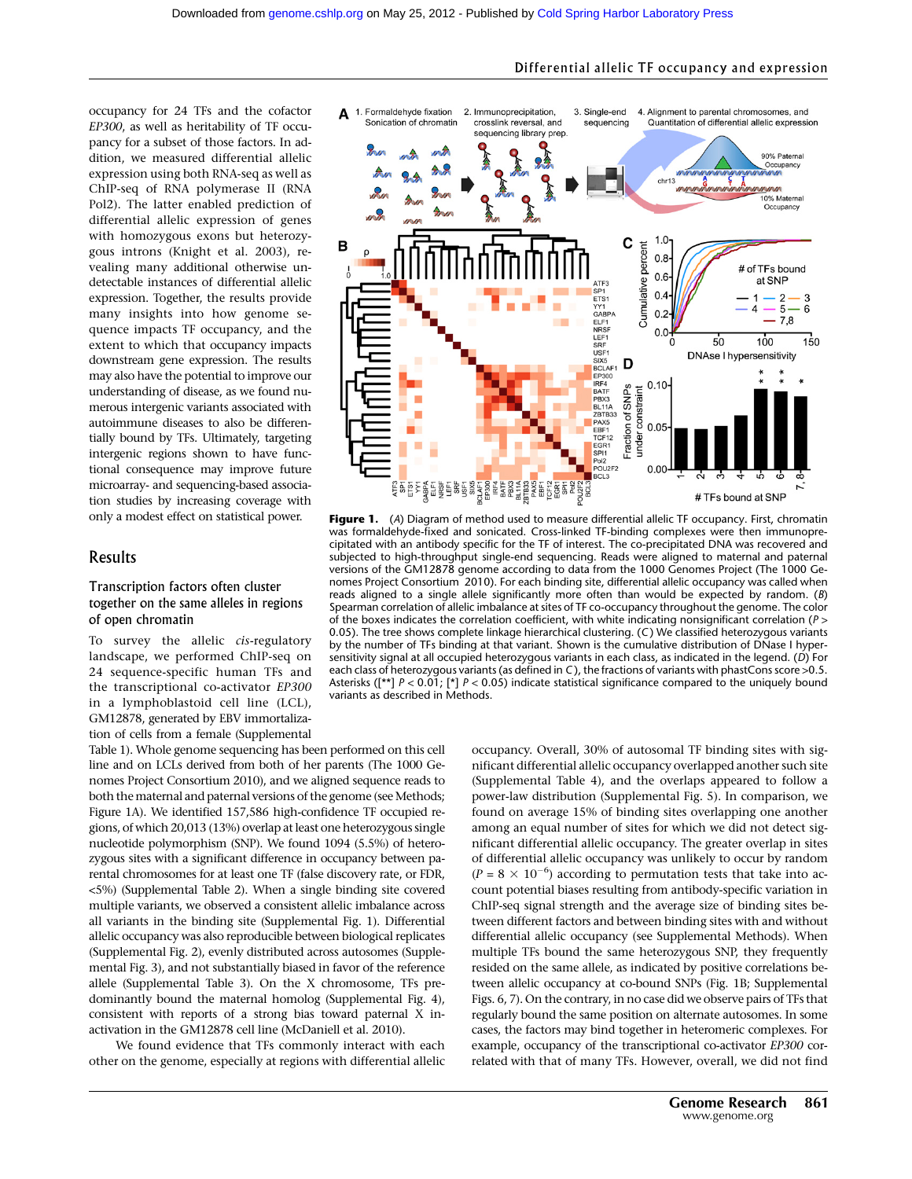occupancy for 24 TFs and the cofactor *EP300*, as well as heritability of TF occupancy for a subset of those factors. In addition, we measured differential allelic expression using both RNA-seq as well as ChIP-seq of RNA polymerase II (RNA Pol2). The latter enabled prediction of differential allelic expression of genes with homozygous exons but heterozygous introns (Knight et al. 2003), revealing many additional otherwise undetectable instances of differential allelic expression. Together, the results provide many insights into how genome sequence impacts TF occupancy, and the extent to which that occupancy impacts downstream gene expression. The results may also have the potential to improve our understanding of disease, as we found numerous intergenic variants associated with autoimmune diseases to also be differentially bound by TFs. Ultimately, targeting intergenic regions shown to have functional consequence may improve future microarray- and sequencing-based association studies by increasing coverage with only a modest effect on statistical power.

## Results

### Transcription factors often cluster together on the same alleles in regions of open chromatin

To survey the allelic *cis*-regulatory landscape, we performed ChIP-seq on 24 sequence-specific human TFs and the transcriptional co-activator *EP300* in a lymphoblastoid cell line (LCL), GM12878, generated by EBV immortalization of cells from a female (Supplemental Table 1). Whole genome sequencing has been performed on this cell line and on LCLs derived from both of her parents (The 1000 Genomes Project Consortium 2010), and we aligned sequence reads to both the maternal and paternal versions of the genome (see Methods; Figure 1A). We identified 157,586 high-confidence TF occupied regions, of which 20,013 (13%) overlap at least one heterozygous single nucleotide polymorphism (SNP). We found 1094 (5.5%) of heterozygous sites with a significant difference in occupancy between parental chromosomes for at least one TF (false discovery rate, or FDR, <5%) (Supplemental Table 2). When a single binding site covered multiple variants, we observed a consistent allelic imbalance across all variants in the binding site (Supplemental Fig. 1). Differential allelic occupancy was also reproducible between biological replicates (Supplemental Fig. 2), evenly distributed across autosomes (Supplemental Fig. 3), and not substantially biased in favor of the reference allele (Supplemental Table 3). On the X chromosome, TFs predominantly bound the maternal homolog (Supplemental Fig. 4), consistent with reports of a strong bias toward paternal X inactivation in the GM12878 cell line (McDaniell et al. 2010).

We found evidence that TFs commonly interact with each other on the genome, especially at regions with differential allelic occupancy. Overall, 30% of autosomal TF binding sites with significant differential allelic occupancy overlapped another such site (Supplemental Table 4), and the overlaps appeared to follow a power-law distribution (Supplemental Fig. 5). In comparison, we found on average 15% of binding sites overlapping one another among an equal number of sites for which we did not detect significant differential allelic occupancy. The greater overlap in sites of differential allelic occupancy was unlikely to occur by random ($P = 8 \times 10^{-6}$) according to permutation tests that take into account potential biases resulting from antibody-specific variation in ChIP-seq signal strength and the average size of binding sites between different factors and between binding sites with and without differential allelic occupancy (see Supplemental Methods). When multiple TFs bound the same heterozygous SNP, they frequently resided on the same allele, as indicated by positive correlations between allelic occupancy at co-bound SNPs (Fig. 1B; Supplemental Figs. 6, 7). On the contrary, in no case did we observe pairs of TFs that regularly bound the same position on alternate autosomes. In some cases, the factors may bind together in heteromeric complexes. For example, occupancy of the transcriptional co-activator *EP300* correlated with that of many TFs. However, overall, we did not find

**Figure 1.** (*A*) Diagram of method used to measure differential allelic TF occupancy. First, chromatin was formaldehyde-fixed and sonicated. Cross-linked TF-binding complexes were then immunoprecipitated with an antibody specific for the TF of interest. The co-precipitated DNA was recovered and subjected to high-throughput single-end sequencing. Reads were aligned to maternal and paternal versions of the GM12878 genome according to data from the 1000 Genomes Project (The 1000 Genomes Project Consortium 2010). For each binding site, differential allelic occupancy was called when reads aligned to a single allele significantly more often than would be expected by random. (*B*) Spearman correlation of allelic imbalance at sites of TF co-occupancy throughout the genome. The color of the boxes indicates the correlation coefficient, with white indicating nonsignificant correlation ($P > 0.05$). The tree shows complete linkage hierarchical clustering. (*C*) We classified heterozygous variants by the number of TFs binding at that variant. Shown is the cumulative distribution of DNase I hypersensitivity signal at all occupied heterozygous variants in each class, as indicated in the legend. (*D*) For each class of heterozygous variants (as defined in *C*), the fractions of variants with phastCons score >0.5. Asterisks ([**] $P < 0.01$; [*] $P < 0.05$) indicate statistical significance compared to the uniquely bound variants as described in Methods.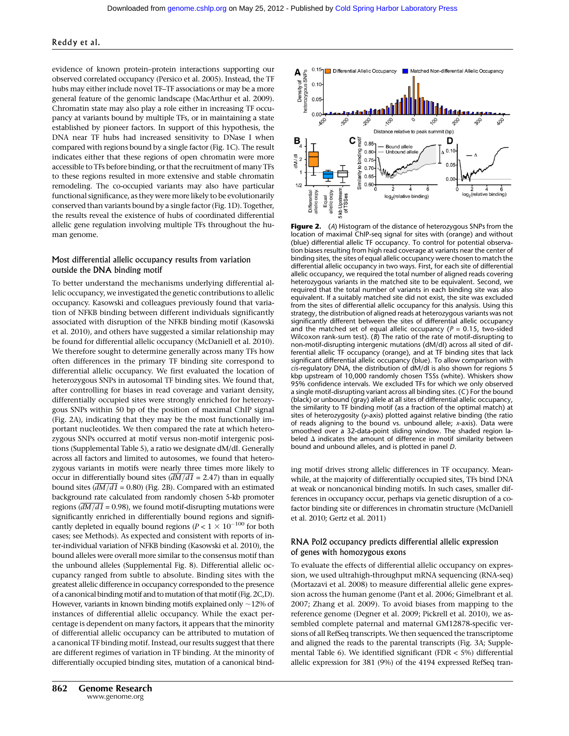evidence of known protein–protein interactions supporting our observed correlated occupancy (Persico et al. 2005). Instead, the TF hubs may either include novel TF–TF associations or may be a more general feature of the genomic landscape (MacArthur et al. 2009). Chromatin state may also play a role either in increasing TF occupancy at variants bound by multiple TFs, or in maintaining a state established by pioneer factors. In support of this hypothesis, the DNA near TF hubs had increased sensitivity to DNase I when compared with regions bound by a single factor (Fig. 1C). The result indicates either that these regions of open chromatin were more accessible to TFs before binding, or that the recruitment of many TFs to these regions resulted in more extensive and stable chromatin remodeling. The co-occupied variants may also have particular functional significance, as they were more likely to be evolutionarily conserved than variants bound by a single factor (Fig. 1D). Together, the results reveal the existence of hubs of coordinated differential allelic gene regulation involving multiple TFs throughout the human genome.

## Most differential allelic occupancy results from variation outside the DNA binding motif

To better understand the mechanisms underlying differential allelic occupancy, we investigated the genetic contributions to allelic occupancy. Kasowski and colleagues previously found that variation of NFKB binding between different individuals significantly associated with disruption of the NFKB binding motif (Kasowski et al. 2010), and others have suggested a similar relationship may be found for differential allelic occupancy (McDaniell et al. 2010). We therefore sought to determine generally across many TFs how often differences in the primary TF binding site correspond to differential allelic occupancy. We first evaluated the location of heterozygous SNPs in autosomal TF binding sites. We found that, after controlling for biases in read coverage and variant density, differentially occupied sites were strongly enriched for heterozygous SNPs within 50 bp of the position of maximal ChIP signal (Fig. 2A), indicating that they may be the most functionally important nucleotides. We then compared the rate at which heterozygous SNPs occurred at motif versus non-motif intergenic positions (Supplemental Table 5), a ratio we designate dM/dI. Generally across all factors and limited to autosomes, we found that heterozygous variants in motifs were nearly three times more likely to occur in differentially bound sites ($\overline{dM/dI}$ = 2.47) than in equally bound sites ($\overline{dM/dI}$ = 0.80) (Fig. 2B). Compared with an estimated background rate calculated from randomly chosen 5-kb promoter regions ($\overline{dM/dI}$ = 0.98), we found motif-disrupting mutations were significantly enriched in differentially bound regions and significantly depleted in equally bound regions ($P < 1 \times 10^{-100}$ for both cases; see Methods). As expected and consistent with reports of inter-individual variation of NFKB binding (Kasowski et al. 2010), the bound alleles were overall more similar to the consensus motif than the unbound alleles (Supplemental Fig. 8). Differential allelic occupancy ranged from subtle to absolute. Binding sites with the greatest allelic difference in occupancy corresponded to the presence of a canonical binding motif and to mutation of that motif (Fig. 2C,D). However, variants in known binding motifs explained only ~12% of instances of differential allelic occupancy. While the exact percentage is dependent on many factors, it appears that the minority of differential allelic occupancy can be attributed to mutation of a canonical TF binding motif. Instead, our results suggest that there are different regimes of variation in TF binding. At the minority of differentially occupied binding sites, mutation of a canonical binding motif drives strong allelic differences in TF occupancy. Meanwhile, at the majority of differentially occupied sites, TFs bind DNA at weak or noncanonical binding motifs. In such cases, smaller differences in occupancy occur, perhaps via genetic disruption of a cofactor binding site or differences in chromatin structure (McDaniell et al. 2010; Gertz et al. 2011)

**Figure 2.** (*A*) Histogram of the distance of heterozygous SNPs from the location of maximal ChIP-seq signal for sites with (orange) and without (blue) differential allelic TF occupancy. To control for potential observation biases resulting from high read coverage at variants near the center of binding sites, the sites of equal allelic occupancy were chosen to match the differential allelic occupancy in two ways. First, for each site of differential allelic occupancy, we required the total number of aligned reads covering heterozygous variants in the matched site to be equivalent. Second, we required that the total number of variants in each binding site was also equivalent. If a suitably matched site did not exist, the site was excluded from the sites of differential allelic occupancy for this analysis. Using this strategy, the distribution of aligned reads at heterozygous variants was not significantly different between the sites of differential allelic occupancy and the matched set of equal allelic occupancy ($P$ = 0.15, two-sided Wilcoxon rank-sum test). (*B*) The ratio of the rate of motif-disrupting to non-motif-disrupting intergenic mutations (dM/dI) across all sited of differential allelic TF occupancy (orange), and at TF binding sites that lack significant differential allelic occupancy (blue). To allow comparison with *cis*-regulatory DNA, the distribution of dM/dI is also shown for regions 5 kbp upstream of 10,000 randomly chosen TSSs (white). Whiskers show 95% confidence intervals. We excluded TFs for which we only observed a single motif-disrupting variant across all binding sites. (*C*) For the bound (black) or unbound (gray) allele at all sites of differential allelic occupancy, the similarity to TF binding motif (as a fraction of the optimal match) at sites of heterozygosity (*y*-axis) plotted against relative binding (the ratio of reads aligning to the bound vs. unbound allele; *x*-axis). Data were smoothed over a 32-data-point sliding window. The shaded region labeled Δ indicates the amount of difference in motif similarity between bound and unbound alleles, and is plotted in panel *D*.

## RNA Pol2 occupancy predicts differential allelic expression of genes with homozygous exons

To evaluate the effects of differential allelic occupancy on expression, we used ultrahigh-throughput mRNA sequencing (RNA-seq) (Mortazavi et al. 2008) to measure differential allelic gene expression across the human genome (Pant et al. 2006; Gimelbrant et al. 2007; Zhang et al. 2009). To avoid biases from mapping to the reference genome (Degner et al. 2009; Pickrell et al. 2010), we assembled complete paternal and maternal GM12878-specific versions of all RefSeq transcripts. We then sequenced the transcriptome and aligned the reads to the parental transcripts (Fig. 3A; Supplemental Table 6). We identified significant (FDR < 5%) differential allelic expression for 381 (9%) of the 4194 expressed RefSeq tran-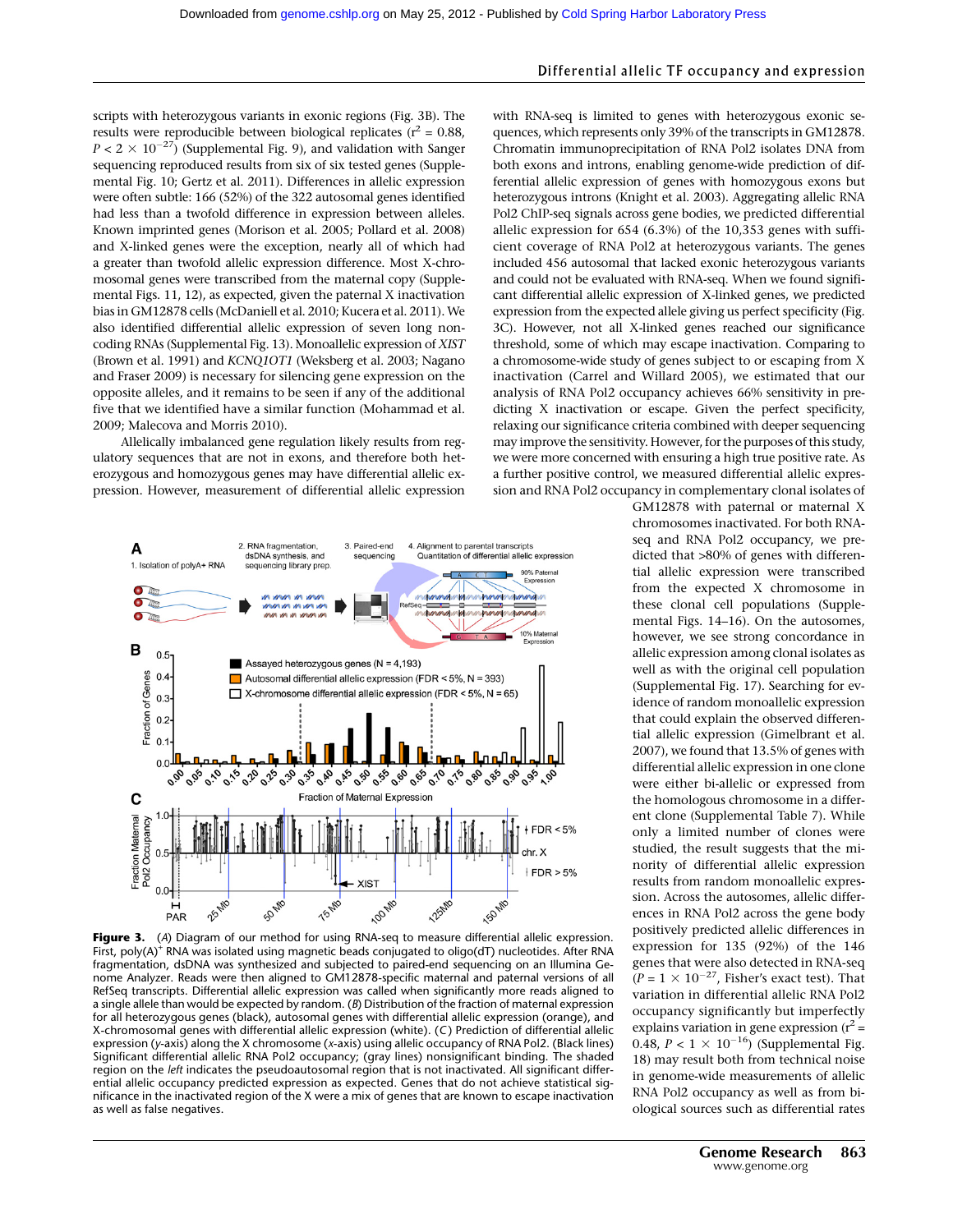scripts with heterozygous variants in exonic regions (Fig. 3B). The results were reproducible between biological replicates ($r^2$ = 0.88, $P < 2 \times 10^{-27}$) (Supplemental Fig. 9), and validation with Sanger sequencing reproduced results from six of six tested genes (Supplemental Fig. 10; Gertz et al. 2011). Differences in allelic expression were often subtle: 166 (52%) of the 322 autosomal genes identified had less than a twofold difference in expression between alleles. Known imprinted genes (Morison et al. 2005; Pollard et al. 2008) and X-linked genes were the exception, nearly all of which had a greater than twofold allelic expression difference. Most X-chromosomal genes were transcribed from the maternal copy (Supplemental Figs. 11, 12), as expected, given the paternal X inactivation bias in GM12878 cells (McDaniell et al. 2010; Kucera et al. 2011). We also identified differential allelic expression of seven long noncoding RNAs (Supplemental Fig. 13). Monoallelic expression of *XIST* (Brown et al. 1991) and *KCNQ1OT1* (Weksberg et al. 2003; Nagano and Fraser 2009) is necessary for silencing gene expression on the opposite alleles, and it remains to be seen if any of the additional five that we identified have a similar function (Mohammad et al. 2009; Malecova and Morris 2010).

Allelically imbalanced gene regulation likely results from regulatory sequences that are not in exons, and therefore both heterozygous and homozygous genes may have differential allelic expression. However, measurement of differential allelic expression with RNA-seq is limited to genes with heterozygous exonic sequences, which represents only 39% of the transcripts in GM12878. Chromatin immunoprecipitation of RNA Pol2 isolates DNA from both exons and introns, enabling genome-wide prediction of differential allelic expression of genes with homozygous exons but heterozygous introns (Knight et al. 2003). Aggregating allelic RNA Pol2 ChIP-seq signals across gene bodies, we predicted differential allelic expression for 654 (6.3%) of the 10,353 genes with sufficient coverage of RNA Pol2 at heterozygous variants. The genes included 456 autosomal that lacked exonic heterozygous variants and could not be evaluated with RNA-seq. When we found significant differential allelic expression of X-linked genes, we predicted expression from the expected allele giving us perfect specificity (Fig. 3C). However, not all X-linked genes reached our significance threshold, some of which may escape inactivation. Comparing to a chromosome-wide study of genes subject to or escaping from X inactivation (Carrel and Willard 2005), we estimated that our analysis of RNA Pol2 occupancy achieves 66% sensitivity in predicting X inactivation or escape. Given the perfect specificity, relaxing our significance criteria combined with deeper sequencing may improve the sensitivity. However, for the purposes of this study, we were more concerned with ensuring a high true positive rate. As a further positive control, we measured differential allelic expression and RNA Pol2 occupancy in complementary clonal isolates of GM12878 with paternal or maternal X chromosomes inactivated. For both RNA-seq and RNA Pol2 occupancy, we predicted that >80% of genes with differential allelic expression were transcribed from the expected X chromosome in these clonal cell populations (Supplemental Figs. 14–16). On the autosomes, however, we see strong concordance in allelic expression among clonal isolates as well as with the original cell population (Supplemental Fig. 17). Searching for evidence of random monoallelic expression that could explain the observed differential allelic expression (Gimelbrant et al. 2007), we found that 13.5% of genes with differential allelic expression in one clone were either bi-allelic or expressed from the homologous chromosome in a different clone (Supplemental Table 7). While only a limited number of clones were studied, the result suggests that the minority of differential allelic expression results from random monoallelic expression. Across the autosomes, allelic differences in RNA Pol2 across the gene body positively predicted allelic differences in expression for 135 (92%) of the 146 genes that were also detected in RNA-seq ($P = 1 \times 10^{-27}$, Fisher's exact test). That variation in differential allelic RNA Pol2 occupancy significantly but imperfectly explains variation in gene expression ($r^2$ = 0.48, $P < 1 \times 10^{-16}$) (Supplemental Fig. 18) may result both from technical noise in genome-wide measurements of allelic RNA Pol2 occupancy as well as from biological sources such as differential rates

**Figure 3.** (*A*) Diagram of our method for using RNA-seq to measure differential allelic expression. First, poly(A)$^+$ RNA was isolated using magnetic beads conjugated to oligo(dT) nucleotides. After RNA fragmentation, dsDNA was synthesized and subjected to paired-end sequencing on an Illumina Genome Analyzer. Reads were then aligned to GM12878-specific maternal and paternal versions of all RefSeq transcripts. Differential allelic expression was called when significantly more reads aligned to a single allele than would be expected by random. (*B*) Distribution of the fraction of maternal expression for all heterozygous genes (black), autosomal genes with differential allelic expression (orange), and X-chromosomal genes with differential allelic expression (white). (*C*) Prediction of differential allelic expression (*y*-axis) along the X chromosome (*x*-axis) using allelic occupancy of RNA Pol2. (Black lines) Significant differential allelic RNA Pol2 occupancy; (gray lines) nonsignificant binding. The shaded region on the *left* indicates the pseudoautosomal region that is not inactivated. All significant differential allelic occupancy predicted expression as expected. Genes that do not achieve statistical significance in the inactivated region of the X were a mix of genes that are known to escape inactivation as well as false negatives.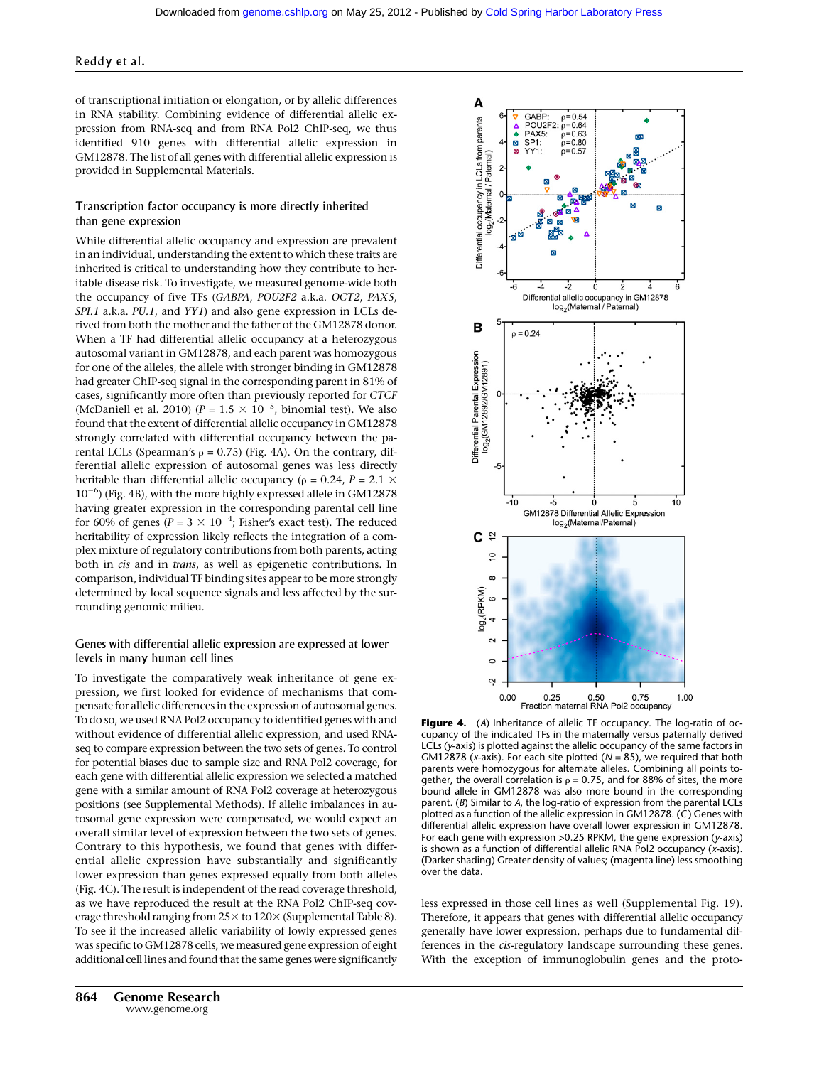of transcriptional initiation or elongation, or by allelic differences in RNA stability. Combining evidence of differential allelic expression from RNA-seq and from RNA Pol2 ChIP-seq, we thus identified 910 genes with differential allelic expression in GM12878. The list of all genes with differential allelic expression is provided in Supplemental Materials.

## Transcription factor occupancy is more directly inherited than gene expression

While differential allelic occupancy and expression are prevalent in an individual, understanding the extent to which these traits are inherited is critical to understanding how they contribute to heritable disease risk. To investigate, we measured genome-wide both the occupancy of five TFs (*GABPA*, *POU2F2* a.k.a. *OCT2*, *PAX5*, *SPI.1* a.k.a. *PU.1*, and *YY1*) and also gene expression in LCLs derived from both the mother and the father of the GM12878 donor. When a TF had differential allelic occupancy at a heterozygous autosomal variant in GM12878, and each parent was homozygous for one of the alleles, the allele with stronger binding in GM12878 had greater ChIP-seq signal in the corresponding parent in 81% of cases, significantly more often than previously reported for *CTCF* (McDaniell et al. 2010) ($P = 1.5 \times 10^{-5}$, binomial test). We also found that the extent of differential allelic occupancy in GM12878 strongly correlated with differential occupancy between the parental LCLs (Spearman's $\rho = 0.75$) (Fig. 4A). On the contrary, differential allelic expression of autosomal genes was less directly heritable than differential allelic occupancy ($\rho = 0.24$, $P = 2.1 \times 10^{-6}$) (Fig. 4B), with the more highly expressed allele in GM12878 having greater expression in the corresponding parental cell line for 60% of genes ($P = 3 \times 10^{-4}$; Fisher's exact test). The reduced heritability of expression likely reflects the integration of a complex mixture of regulatory contributions from both parents, acting both in *cis* and in *trans*, as well as epigenetic contributions. In comparison, individual TF binding sites appear to be more strongly determined by local sequence signals and less affected by the surrounding genomic milieu.

## Genes with differential allelic expression are expressed at lower levels in many human cell lines

To investigate the comparatively weak inheritance of gene expression, we first looked for evidence of mechanisms that compensate for allelic differences in the expression of autosomal genes. To do so, we used RNA Pol2 occupancy to identified genes with and without evidence of differential allelic expression, and used RNA-seq to compare expression between the two sets of genes. To control for potential biases due to sample size and RNA Pol2 coverage, for each gene with differential allelic expression we selected a matched gene with a similar amount of RNA Pol2 coverage at heterozygous positions (see Supplemental Methods). If allelic imbalances in autosomal gene expression were compensated, we would expect an overall similar level of expression between the two sets of genes. Contrary to this hypothesis, we found that genes with differential allelic expression have substantially and significantly lower expression than genes expressed equally from both alleles (Fig. 4C). The result is independent of the read coverage threshold, as we have reproduced the result at the RNA Pol2 ChIP-seq coverage threshold ranging from 25× to 120× (Supplemental Table 8). To see if the increased allelic variability of lowly expressed genes was specific to GM12878 cells, we measured gene expression of eight additional cell lines and found that the same genes were significantly less expressed in those cell lines as well (Supplemental Fig. 19). Therefore, it appears that genes with differential allelic occupancy generally have lower expression, perhaps due to fundamental differences in the *cis*-regulatory landscape surrounding these genes. With the exception of immunoglobulin genes and the proto-

**Figure 4.** (*A*) Inheritance of allelic TF occupancy. The log-ratio of occupancy of the indicated TFs in the maternally versus paternally derived LCLs (*y*-axis) is plotted against the allelic occupancy of the same factors in GM12878 (*x*-axis). For each site plotted ($N = 85$), we required that both parents were homozygous for alternate alleles. Combining all points together, the overall correlation is $\rho = 0.75$, and for 88% of sites, the more bound allele in GM12878 was also more bound in the corresponding parent. (*B*) Similar to *A*, the log-ratio of expression from the parental LCLs plotted as a function of the allelic expression in GM12878. (*C*) Genes with differential allelic expression have overall lower expression in GM12878. For each gene with expression >0.25 RPKM, the gene expression (*y*-axis) is shown as a function of differential allelic RNA Pol2 occupancy (*x*-axis). (Darker shading) Greater density of values; (magenta line) less smoothing over the data.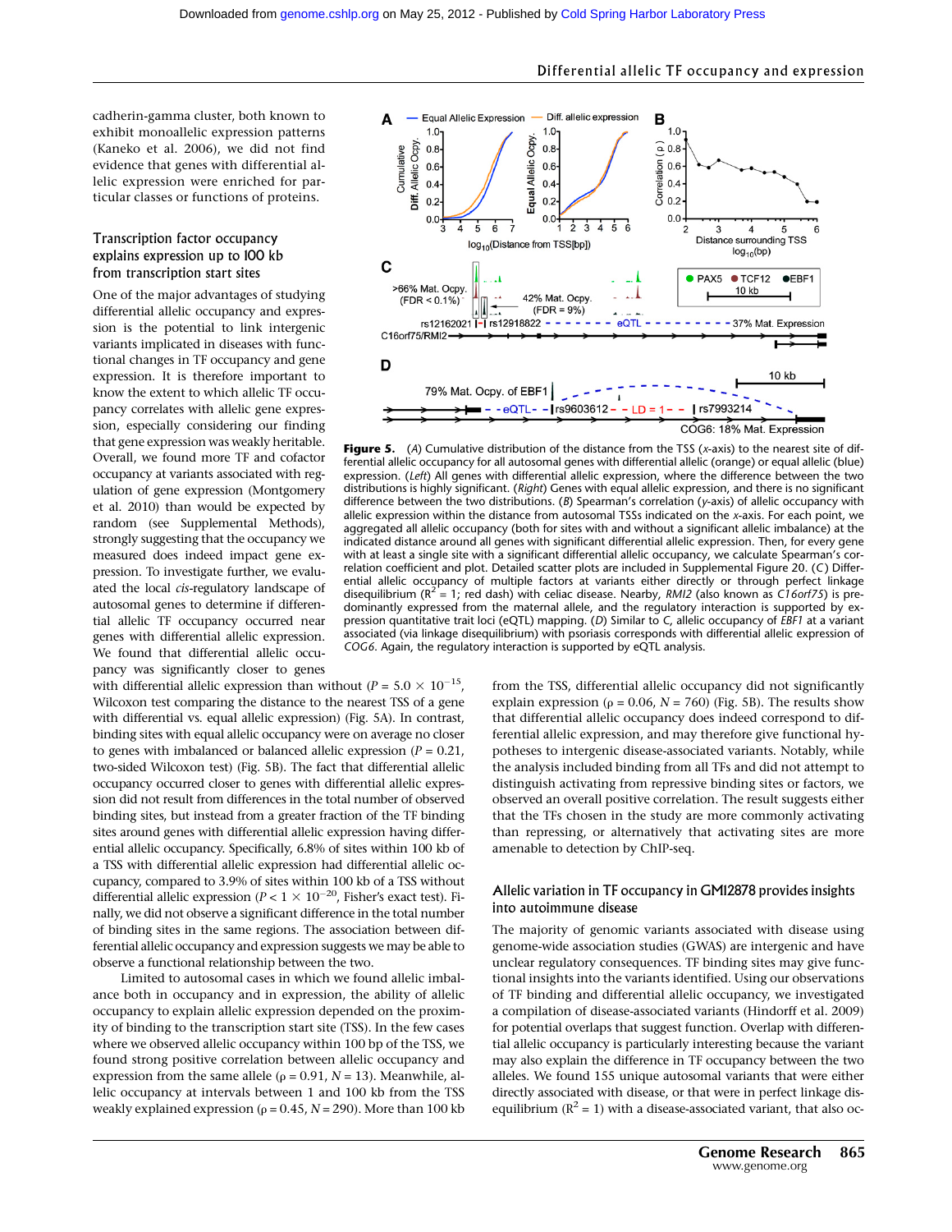cadherin-gamma cluster, both known to exhibit monoallelic expression patterns (Kaneko et al. 2006), we did not find evidence that genes with differential allelic expression were enriched for particular classes or functions of proteins.

## Transcription factor occupancy explains expression up to 100 kb from transcription start sites

One of the major advantages of studying differential allelic occupancy and expression is the potential to link intergenic variants implicated in diseases with functional changes in TF occupancy and gene expression. It is therefore important to know the extent to which allelic TF occupancy correlates with allelic gene expression, especially considering our finding that gene expression was weakly heritable. Overall, we found more TF and cofactor occupancy at variants associated with regulation of gene expression (Montgomery et al. 2010) than would be expected by random (see Supplemental Methods), strongly suggesting that the occupancy we measured does indeed impact gene expression. To investigate further, we evaluated the local *cis*-regulatory landscape of autosomal genes to determine if differential allelic TF occupancy occurred near genes with differential allelic expression. We found that differential allelic occupancy was significantly closer to genes with differential allelic expression than without ($P = 5.0 \times 10^{-15}$, Wilcoxon test comparing the distance to the nearest TSS of a gene with differential vs. equal allelic expression) (Fig. 5A). In contrast, binding sites with equal allelic occupancy were on average no closer to genes with imbalanced or balanced allelic expression ($P = 0.21$, two-sided Wilcoxon test) (Fig. 5B). The fact that differential allelic occupancy occurred closer to genes with differential allelic expression did not result from differences in the total number of observed binding sites, but instead from a greater fraction of the TF binding sites around genes with differential allelic expression having differential allelic occupancy. Specifically, 6.8% of sites within 100 kb of a TSS with differential allelic expression had differential allelic occupancy, compared to 3.9% of sites within 100 kb of a TSS without differential allelic expression ($P < 1 \times 10^{-20}$, Fisher's exact test). Finally, we did not observe a significant difference in the total number of binding sites in the same regions. The association between differential allelic occupancy and expression suggests we may be able to observe a functional relationship between the two.

Limited to autosomal cases in which we found allelic imbalance both in occupancy and in expression, the ability of allelic occupancy to explain allelic expression depended on the proximity of binding to the transcription start site (TSS). In the few cases where we observed allelic occupancy within 100 bp of the TSS, we found strong positive correlation between allelic occupancy and expression from the same allele ($\rho = 0.91$, $N = 13$). Meanwhile, allelic occupancy at intervals between 1 and 100 kb from the TSS weakly explained expression ($\rho = 0.45$, $N = 290$). More than 100 kb from the TSS, differential allelic occupancy did not significantly explain expression ($\rho = 0.06$, $N = 760$) (Fig. 5B). The results show that differential allelic occupancy does indeed correspond to differential allelic expression, and may therefore give functional hypotheses to intergenic disease-associated variants. Notably, while the analysis included binding from all TFs and did not attempt to distinguish activating from repressive binding sites or factors, we observed an overall positive correlation. The result suggests either that the TFs chosen in the study are more commonly activating than repressing, or alternatively that activating sites are more amenable to detection by ChIP-seq.

**Figure 5.** (*A*) Cumulative distribution of the distance from the TSS (*x*-axis) to the nearest site of differential allelic occupancy for all autosomal genes with differential allelic (orange) or equal allelic (blue) expression. (*Left*) All genes with differential allelic expression, where the difference between the two distributions is highly significant. (*Right*) Genes with equal allelic expression, and there is no significant difference between the two distributions. (*B*) Spearman's correlation (*y*-axis) of allelic occupancy with allelic expression within the distance from autosomal TSSs indicated on the *x*-axis. For each point, we aggregated all allelic occupancy (both for sites with and without a significant allelic imbalance) at the indicated distance around all genes with significant differential allelic expression. Then, for every gene with at least a single site with a significant differential allelic occupancy, we calculate Spearman's correlation coefficient and plot. Detailed scatter plots are included in Supplemental Figure 20. (*C*) Differential allelic occupancy of multiple factors at variants either directly or through perfect linkage disequilibrium ($R^2 = 1$; red dash) with celiac disease. Nearby, *RMI2* (also known as *C16orf75*) is predominantly expressed from the maternal allele, and the regulatory interaction is supported by expression quantitative trait loci (eQTL) mapping. (*D*) Similar to *C*, allelic occupancy of *EBF1* at a variant associated (via linkage disequilibrium) with psoriasis corresponds with differential allelic expression of *COG6*. Again, the regulatory interaction is supported by eQTL analysis.

## Allelic variation in TF occupancy in GM12878 provides insights into autoimmune disease

The majority of genomic variants associated with disease using genome-wide association studies (GWAS) are intergenic and have unclear regulatory consequences. TF binding sites may give functional insights into the variants identified. Using our observations of TF binding and differential allelic occupancy, we investigated a compilation of disease-associated variants (Hindorff et al. 2009) for potential overlaps that suggest function. Overlap with differential allelic occupancy is particularly interesting because the variant may also explain the difference in TF occupancy between the two alleles. We found 155 unique autosomal variants that were either directly associated with disease, or that were in perfect linkage disequilibrium ($R^2 = 1$) with a disease-associated variant, that also oc-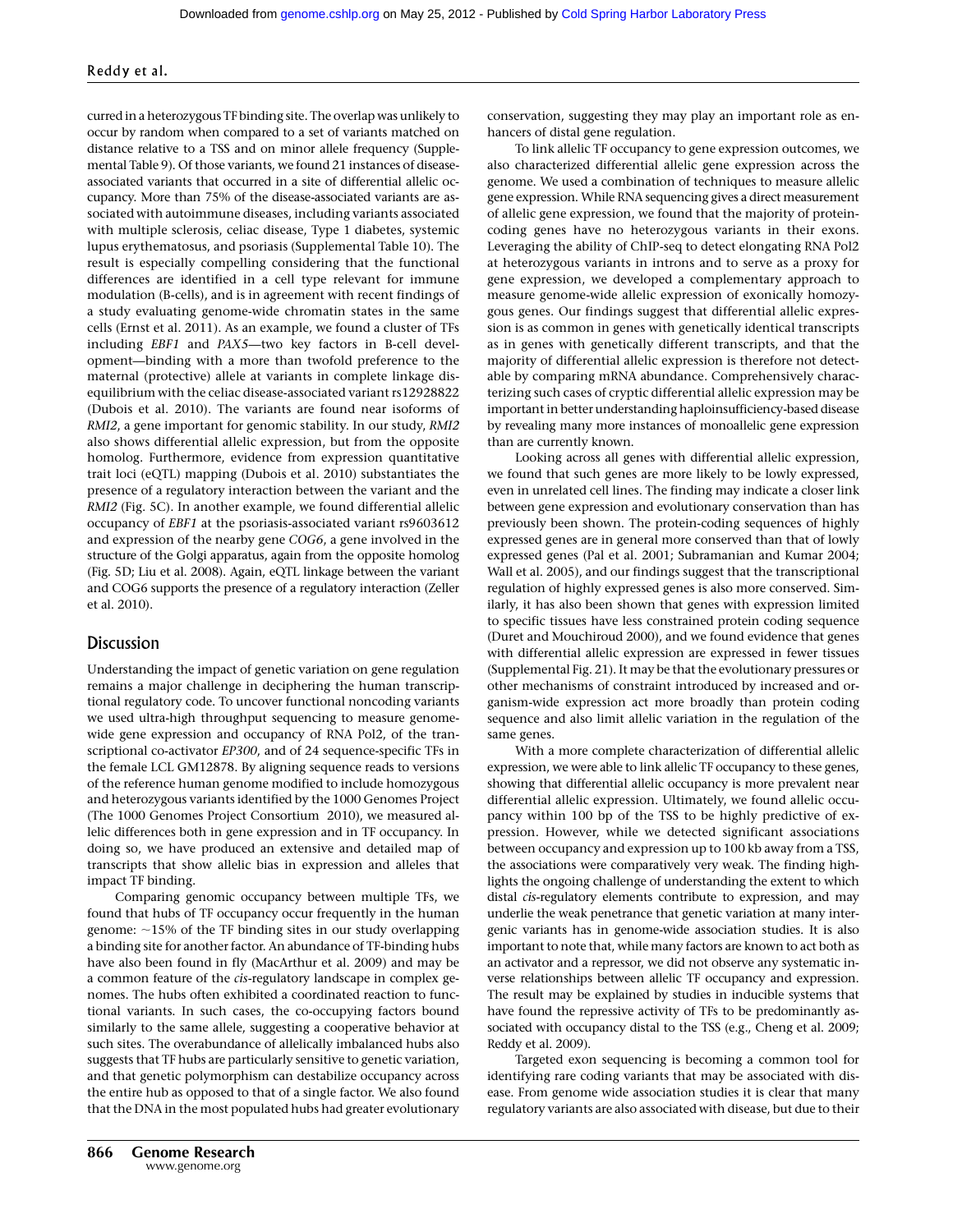curred in a heterozygous TF binding site. The overlap was unlikely to occur by random when compared to a set of variants matched on distance relative to a TSS and on minor allele frequency (Supplemental Table 9). Of those variants, we found 21 instances of disease-associated variants that occurred in a site of differential allelic occupancy. More than 75% of the disease-associated variants are associated with autoimmune diseases, including variants associated with multiple sclerosis, celiac disease, Type 1 diabetes, systemic lupus erythematosus, and psoriasis (Supplemental Table 10). The result is especially compelling considering that the functional differences are identified in a cell type relevant for immune modulation (B-cells), and is in agreement with recent findings of a study evaluating genome-wide chromatin states in the same cells (Ernst et al. 2011). As an example, we found a cluster of TFs including *EBF1* and *PAX5*—two key factors in B-cell development—binding with a more than twofold preference to the maternal (protective) allele at variants in complete linkage disequilibrium with the celiac disease-associated variant rs12928822 (Dubois et al. 2010). The variants are found near isoforms of *RMI2*, a gene important for genomic stability. In our study, *RMI2* also shows differential allelic expression, but from the opposite homolog. Furthermore, evidence from expression quantitative trait loci (eQTL) mapping (Dubois et al. 2010) substantiates the presence of a regulatory interaction between the variant and the *RMI2* (Fig. 5C). In another example, we found differential allelic occupancy of *EBF1* at the psoriasis-associated variant rs9603612 and expression of the nearby gene *COG6*, a gene involved in the structure of the Golgi apparatus, again from the opposite homolog (Fig. 5D; Liu et al. 2008). Again, eQTL linkage between the variant and COG6 supports the presence of a regulatory interaction (Zeller et al. 2010).

## Discussion

Understanding the impact of genetic variation on gene regulation remains a major challenge in deciphering the human transcriptional regulatory code. To uncover functional noncoding variants we used ultra-high throughput sequencing to measure genome-wide gene expression and occupancy of RNA Pol2, of the transcriptional co-activator *EP300*, and of 24 sequence-specific TFs in the female LCL GM12878. By aligning sequence reads to versions of the reference human genome modified to include homozygous and heterozygous variants identified by the 1000 Genomes Project (The 1000 Genomes Project Consortium 2010), we measured allelic differences both in gene expression and in TF occupancy. In doing so, we have produced an extensive and detailed map of transcripts that show allelic bias in expression and alleles that impact TF binding.

Comparing genomic occupancy between multiple TFs, we found that hubs of TF occupancy occur frequently in the human genome: ~15% of the TF binding sites in our study overlapping a binding site for another factor. An abundance of TF-binding hubs have also been found in fly (MacArthur et al. 2009) and may be a common feature of the *cis*-regulatory landscape in complex genomes. The hubs often exhibited a coordinated reaction to functional variants. In such cases, the co-occupying factors bound similarly to the same allele, suggesting a cooperative behavior at such sites. The overabundance of allelically imbalanced hubs also suggests that TF hubs are particularly sensitive to genetic variation, and that genetic polymorphism can destabilize occupancy across the entire hub as opposed to that of a single factor. We also found that the DNA in the most populated hubs had greater evolutionary conservation, suggesting they may play an important role as enhancers of distal gene regulation.

To link allelic TF occupancy to gene expression outcomes, we also characterized differential allelic gene expression across the genome. We used a combination of techniques to measure allelic gene expression. While RNA sequencing gives a direct measurement of allelic gene expression, we found that the majority of protein-coding genes have no heterozygous variants in their exons. Leveraging the ability of ChIP-seq to detect elongating RNA Pol2 at heterozygous variants in introns and to serve as a proxy for gene expression, we developed a complementary approach to measure genome-wide allelic expression of exonically homozygous genes. Our findings suggest that differential allelic expression is as common in genes with genetically identical transcripts as in genes with genetically different transcripts, and that the majority of differential allelic expression is therefore not detectable by comparing mRNA abundance. Comprehensively characterizing such cases of cryptic differential allelic expression may be important in better understanding haploinsufficiency-based disease by revealing many more instances of monoallelic gene expression than are currently known.

Looking across all genes with differential allelic expression, we found that such genes are more likely to be lowly expressed, even in unrelated cell lines. The finding may indicate a closer link between gene expression and evolutionary conservation than has previously been shown. The protein-coding sequences of highly expressed genes are in general more conserved than that of lowly expressed genes (Pal et al. 2001; Subramanian and Kumar 2004; Wall et al. 2005), and our findings suggest that the transcriptional regulation of highly expressed genes is also more conserved. Similarly, it has also been shown that genes with expression limited to specific tissues have less constrained protein coding sequence (Duret and Mouchiroud 2000), and we found evidence that genes with differential allelic expression are expressed in fewer tissues (Supplemental Fig. 21). It may be that the evolutionary pressures or other mechanisms of constraint introduced by increased and organism-wide expression act more broadly than protein coding sequence and also limit allelic variation in the regulation of the same genes.

With a more complete characterization of differential allelic expression, we were able to link allelic TF occupancy to these genes, showing that differential allelic occupancy is more prevalent near differential allelic expression. Ultimately, we found allelic occupancy within 100 bp of the TSS to be highly predictive of expression. However, while we detected significant associations between occupancy and expression up to 100 kb away from a TSS, the associations were comparatively very weak. The finding highlights the ongoing challenge of understanding the extent to which distal *cis*-regulatory elements contribute to expression, and may underlie the weak penetrance that genetic variation at many intergenic variants has in genome-wide association studies. It is also important to note that, while many factors are known to act both as an activator and a repressor, we did not observe any systematic inverse relationships between allelic TF occupancy and expression. The result may be explained by studies in inducible systems that have found the repressive activity of TFs to be predominantly associated with occupancy distal to the TSS (e.g., Cheng et al. 2009; Reddy et al. 2009).

Targeted exon sequencing is becoming a common tool for identifying rare coding variants that may be associated with disease. From genome wide association studies it is clear that many regulatory variants are also associated with disease, but due to their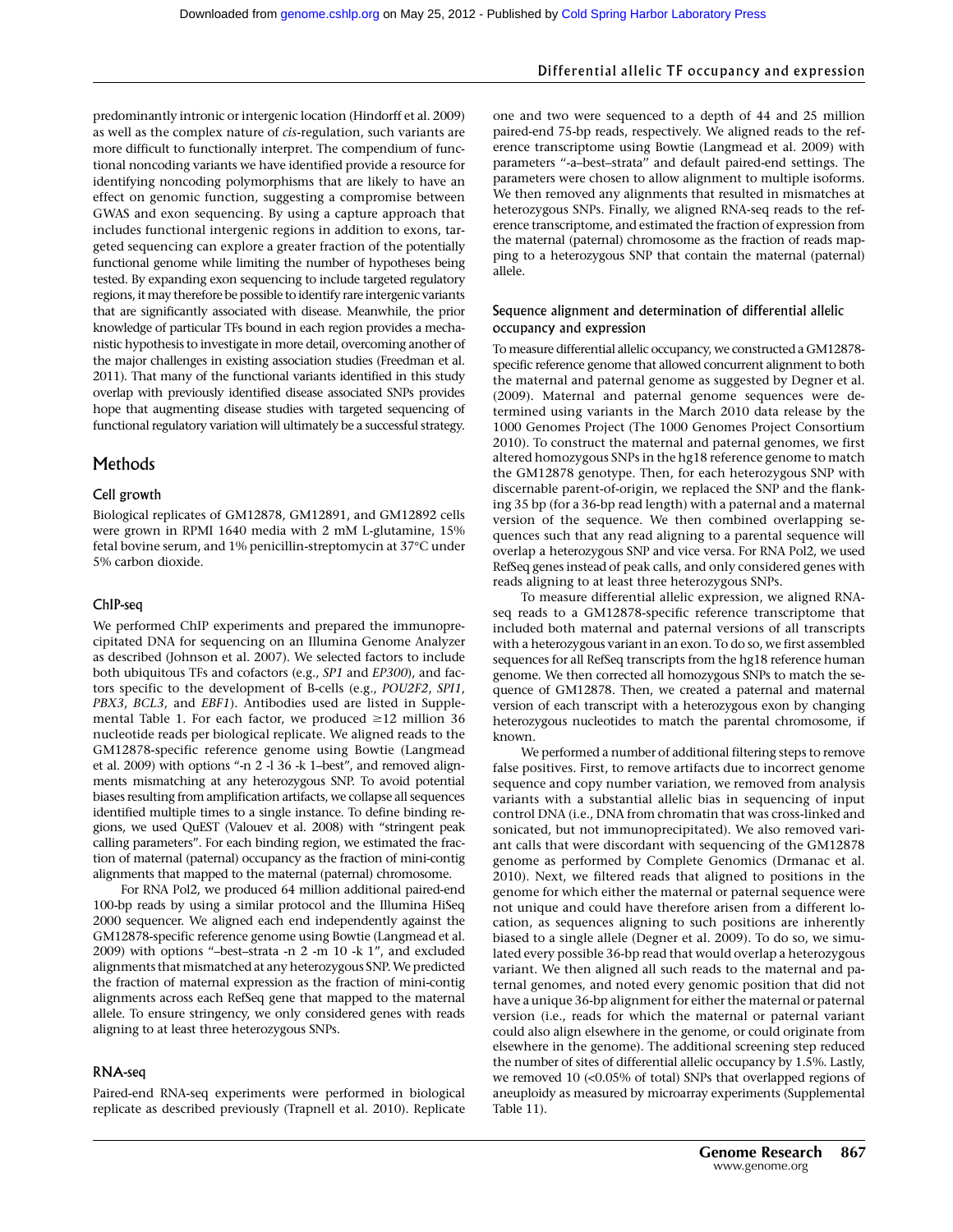predominantly intronic or intergenic location (Hindorff et al. 2009) as well as the complex nature of *cis*-regulation, such variants are more difficult to functionally interpret. The compendium of functional noncoding variants we have identified provide a resource for identifying noncoding polymorphisms that are likely to have an effect on genomic function, suggesting a compromise between GWAS and exon sequencing. By using a capture approach that includes functional intergenic regions in addition to exons, targeted sequencing can explore a greater fraction of the potentially functional genome while limiting the number of hypotheses being tested. By expanding exon sequencing to include targeted regulatory regions, it may therefore be possible to identify rare intergenic variants that are significantly associated with disease. Meanwhile, the prior knowledge of particular TFs bound in each region provides a mechanistic hypothesis to investigate in more detail, overcoming another of the major challenges in existing association studies (Freedman et al. 2011). That many of the functional variants identified in this study overlap with previously identified disease associated SNPs provides hope that augmenting disease studies with targeted sequencing of functional regulatory variation will ultimately be a successful strategy.

## Methods

### Cell growth

Biological replicates of GM12878, GM12891, and GM12892 cells were grown in RPMI 1640 media with 2 mM L-glutamine, 15% fetal bovine serum, and 1% penicillin-streptomycin at 37°C under 5% carbon dioxide.

### ChIP-seq

We performed ChIP experiments and prepared the immunoprecipitated DNA for sequencing on an Illumina Genome Analyzer as described (Johnson et al. 2007). We selected factors to include both ubiquitous TFs and cofactors (e.g., *SP1* and *EP300*), and factors specific to the development of B-cells (e.g., *POU2F2*, *SPI1*, *PBX3*, *BCL3*, and *EBF1*). Antibodies used are listed in Supplemental Table 1. For each factor, we produced ≥12 million 36 nucleotide reads per biological replicate. We aligned reads to the GM12878-specific reference genome using Bowtie (Langmead et al. 2009) with options "-n 2 -l 36 -k 1–best", and removed alignments mismatching at any heterozygous SNP. To avoid potential biases resulting from amplification artifacts, we collapse all sequences identified multiple times to a single instance. To define binding regions, we used QuEST (Valouev et al. 2008) with "stringent peak calling parameters". For each binding region, we estimated the fraction of maternal (paternal) occupancy as the fraction of mini-contig alignments that mapped to the maternal (paternal) chromosome.

For RNA Pol2, we produced 64 million additional paired-end 100-bp reads by using a similar protocol and the Illumina HiSeq 2000 sequencer. We aligned each end independently against the GM12878-specific reference genome using Bowtie (Langmead et al. 2009) with options "–best–strata -n 2 -m 10 -k 1", and excluded alignments that mismatched at any heterozygous SNP. We predicted the fraction of maternal expression as the fraction of mini-contig alignments across each RefSeq gene that mapped to the maternal allele. To ensure stringency, we only considered genes with reads aligning to at least three heterozygous SNPs.

### RNA-seq

Paired-end RNA-seq experiments were performed in biological replicate as described previously (Trapnell et al. 2010). Replicate one and two were sequenced to a depth of 44 and 25 million paired-end 75-bp reads, respectively. We aligned reads to the reference transcriptome using Bowtie (Langmead et al. 2009) with parameters "-a–best–strata" and default paired-end settings. The parameters were chosen to allow alignment to multiple isoforms. We then removed any alignments that resulted in mismatches at heterozygous SNPs. Finally, we aligned RNA-seq reads to the reference transcriptome, and estimated the fraction of expression from the maternal (paternal) chromosome as the fraction of reads mapping to a heterozygous SNP that contain the maternal (paternal) allele.

### Sequence alignment and determination of differential allelic occupancy and expression

To measure differential allelic occupancy, we constructed a GM12878-specific reference genome that allowed concurrent alignment to both the maternal and paternal genome as suggested by Degner et al. (2009). Maternal and paternal genome sequences were determined using variants in the March 2010 data release by the 1000 Genomes Project (The 1000 Genomes Project Consortium 2010). To construct the maternal and paternal genomes, we first altered homozygous SNPs in the hg18 reference genome to match the GM12878 genotype. Then, for each heterozygous SNP with discernable parent-of-origin, we replaced the SNP and the flanking 35 bp (for a 36-bp read length) with a paternal and a maternal version of the sequence. We then combined overlapping sequences such that any read aligning to a parental sequence will overlap a heterozygous SNP and vice versa. For RNA Pol2, we used RefSeq genes instead of peak calls, and only considered genes with reads aligning to at least three heterozygous SNPs.

To measure differential allelic expression, we aligned RNA-seq reads to a GM12878-specific reference transcriptome that included both maternal and paternal versions of all transcripts with a heterozygous variant in an exon. To do so, we first assembled sequences for all RefSeq transcripts from the hg18 reference human genome. We then corrected all homozygous SNPs to match the sequence of GM12878. Then, we created a paternal and maternal version of each transcript with a heterozygous exon by changing heterozygous nucleotides to match the parental chromosome, if known.

We performed a number of additional filtering steps to remove false positives. First, to remove artifacts due to incorrect genome sequence and copy number variation, we removed from analysis variants with a substantial allelic bias in sequencing of input control DNA (i.e., DNA from chromatin that was cross-linked and sonicated, but not immunoprecipitated). We also removed variant calls that were discordant with sequencing of the GM12878 genome as performed by Complete Genomics (Drmanac et al. 2010). Next, we filtered reads that aligned to positions in the genome for which either the maternal or paternal sequence were not unique and could have therefore arisen from a different location, as sequences aligning to such positions are inherently biased to a single allele (Degner et al. 2009). To do so, we simulated every possible 36-bp read that would overlap a heterozygous variant. We then aligned all such reads to the maternal and paternal genomes, and noted every genomic position that did not have a unique 36-bp alignment for either the maternal or paternal version (i.e., reads for which the maternal or paternal variant could also align elsewhere in the genome, or could originate from elsewhere in the genome). The additional screening step reduced the number of sites of differential allelic occupancy by 1.5%. Lastly, we removed 10 (<0.05% of total) SNPs that overlapped regions of aneuploidy as measured by microarray experiments (Supplemental Table 11).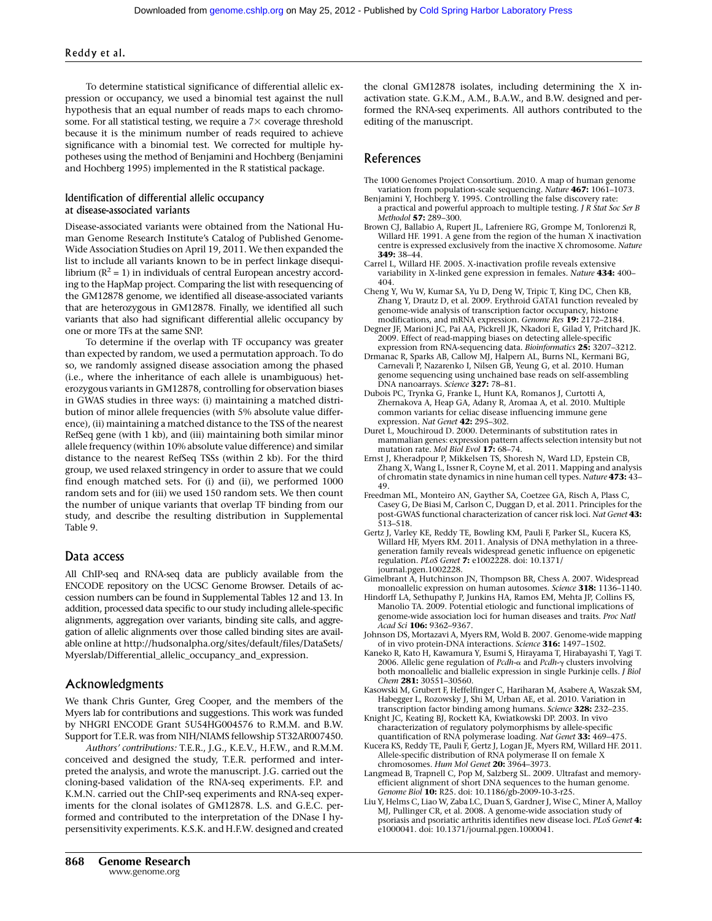To determine statistical significance of differential allelic expression or occupancy, we used a binomial test against the null hypothesis that an equal number of reads maps to each chromosome. For all statistical testing, we require a 7× coverage threshold because it is the minimum number of reads required to achieve significance with a binomial test. We corrected for multiple hypotheses using the method of Benjamini and Hochberg (Benjamini and Hochberg 1995) implemented in the R statistical package.

### Identification of differential allelic occupancy at disease-associated variants

Disease-associated variants were obtained from the National Human Genome Research Institute's Catalog of Published Genome-Wide Association Studies on April 19, 2011. We then expanded the list to include all variants known to be in perfect linkage disequilibrium ($R^2 = 1$) in individuals of central European ancestry according to the HapMap project. Comparing the list with resequencing of the GM12878 genome, we identified all disease-associated variants that are heterozygous in GM12878. Finally, we identified all such variants that also had significant differential allelic occupancy by one or more TFs at the same SNP.

To determine if the overlap with TF occupancy was greater than expected by random, we used a permutation approach. To do so, we randomly assigned disease association among the phased (i.e., where the inheritance of each allele is unambiguous) heterozygous variants in GM12878, controlling for observation biases in GWAS studies in three ways: (i) maintaining a matched distribution of minor allele frequencies (with 5% absolute value difference), (ii) maintaining a matched distance to the TSS of the nearest RefSeq gene (with 1 kb), and (iii) maintaining both similar minor allele frequency (within 10% absolute value difference) and similar distance to the nearest RefSeq TSSs (within 2 kb). For the third group, we used relaxed stringency in order to assure that we could find enough matched sets. For (i) and (ii), we performed 1000 random sets and for (iii) we used 150 random sets. We then count the number of unique variants that overlap TF binding from our study, and describe the resulting distribution in Supplemental Table 9.

## Data access

All ChIP-seq and RNA-seq data are publicly available from the ENCODE repository on the UCSC Genome Browser. Details of accession numbers can be found in Supplemental Tables 12 and 13. In addition, processed data specific to our study including allele-specific alignments, aggregation over variants, binding site calls, and aggregation of allelic alignments over those called binding sites are available online at http://hudsonalpha.org/sites/default/files/DataSets/Myerslab/Differential_allelic_occupancy_and_expression.

## Acknowledgments

We thank Chris Gunter, Greg Cooper, and the members of the Myers lab for contributions and suggestions. This work was funded by NHGRI ENCODE Grant 5U54HG004576 to R.M.M. and B.W. Support for T.E.R. was from NIH/NIAMS fellowship 5T32AR007450.

*Authors' contributions:* T.E.R., J.G., K.E.V., H.F.W., and R.M.M. conceived and designed the study, T.E.R. performed and interpreted the analysis, and wrote the manuscript. J.G. carried out the cloning-based validation of the RNA-seq experiments. F.P. and K.M.N. carried out the ChIP-seq experiments and RNA-seq experiments for the clonal isolates of GM12878. L.S. and G.E.C. performed and contributed to the interpretation of the DNase I hypersensitivity experiments. K.S.K. and H.F.W. designed and created the clonal GM12878 isolates, including determining the X inactivation state. G.K.M., A.M., B.A.W., and B.W. designed and performed the RNA-seq experiments. All authors contributed to the editing of the manuscript.

## References

The 1000 Genomes Project Consortium. 2010. A map of human genome variation from population-scale sequencing. *Nature* **467:** 1061–1073.

Benjamini Y, Hochberg Y. 1995. Controlling the false discovery rate: a practical and powerful approach to multiple testing. *J R Stat Soc Ser B Methodol* **57:** 289–300.

Brown CJ, Ballabio A, Rupert JL, Lafreniere RG, Grompe M, Tonlorenzi R, Willard HF. 1991. A gene from the region of the human X inactivation centre is expressed exclusively from the inactive X chromosome. *Nature* **349:** 38–44.

Carrel L, Willard HF. 2005. X-inactivation profile reveals extensive variability in X-linked gene expression in females. *Nature* **434:** 400–404.

Cheng Y, Wu W, Kumar SA, Yu D, Deng W, Tripic T, King DC, Chen KB, Zhang Y, Drautz D, et al. 2009. Erythroid GATA1 function revealed by genome-wide analysis of transcription factor occupancy, histone modifications, and mRNA expression. *Genome Res* **19:** 2172–2184.

Degner JF, Marioni JC, Pai AA, Pickrell JK, Nkadori E, Gilad Y, Pritchard JK. 2009. Effect of read-mapping biases on detecting allele-specific expression from RNA-sequencing data. *Bioinformatics* **25:** 3207–3212.

Drmanac R, Sparks AB, Callow MJ, Halpern AL, Burns NL, Kermani BG, Carnevali P, Nazarenko I, Nilsen GB, Yeung G, et al. 2010. Human genome sequencing using unchained base reads on self-assembling DNA nanoarrays. *Science* **327:** 78–81.

Dubois PC, Trynka G, Franke L, Hunt KA, Romanos J, Curtotti A, Zhernakova A, Heap GA, Adany R, Aromaa A, et al. 2010. Multiple common variants for celiac disease influencing immune gene expression. *Nat Genet* **42:** 295–302.

Duret L, Mouchiroud D. 2000. Determinants of substitution rates in mammalian genes: expression pattern affects selection intensity but not mutation rate. *Mol Biol Evol* **17:** 68–74.

Ernst J, Kheradpour P, Mikkelsen TS, Shoresh N, Ward LD, Epstein CB, Zhang X, Wang L, Issner R, Coyne M, et al. 2011. Mapping and analysis of chromatin state dynamics in nine human cell types. *Nature* **473:** 43–49.

Freedman ML, Monteiro AN, Gayther SA, Coetzee GA, Risch A, Plass C, Casey G, De Biasi M, Carlson C, Duggan D, et al. 2011. Principles for the post-GWAS functional characterization of cancer risk loci. *Nat Genet* **43:** 513–518.

Gertz J, Varley KE, Reddy TE, Bowling KM, Pauli F, Parker SL, Kucera KS, Willard HF, Myers RM. 2011. Analysis of DNA methylation in a three-generation family reveals widespread genetic influence on epigenetic regulation. *PLoS Genet* **7:** e1002228. doi: 10.1371/journal.pgen.1002228.

Gimelbrant A, Hutchinson JN, Thompson BR, Chess A. 2007. Widespread monoallelic expression on human autosomes. *Science* **318:** 1136–1140.

Hindorff LA, Sethupathy P, Junkins HA, Ramos EM, Mehta JP, Collins FS, Manolio TA. 2009. Potential etiologic and functional implications of genome-wide association loci for human diseases and traits. *Proc Natl Acad Sci* **106:** 9362–9367.

Johnson DS, Mortazavi A, Myers RM, Wold B. 2007. Genome-wide mapping of in vivo protein-DNA interactions. *Science* **316:** 1497–1502.

Kaneko R, Kato H, Kawamura Y, Esumi S, Hirayama T, Hirabayashi T, Yagi T. 2006. Allelic gene regulation of *Pcdh-α* and *Pcdh-γ* clusters involving both monoallelic and biallelic expression in single Purkinje cells. *J Biol Chem* **281:** 30551–30560.

Kasowski M, Grubert F, Heffelfinger C, Hariharan M, Asabere A, Waszak SM, Habegger L, Rozowsky J, Shi M, Urban AE, et al. 2010. Variation in transcription factor binding among humans. *Science* **328:** 232–235.

Knight JC, Keating BJ, Rockett KA, Kwiatkowski DP. 2003. In vivo characterization of regulatory polymorphisms by allele-specific quantification of RNA polymerase loading. *Nat Genet* **33:** 469–475.

Kucera KS, Reddy TE, Pauli F, Gertz J, Logan JE, Myers RM, Willard HF. 2011. Allele-specific distribution of RNA polymerase II on female X chromosomes. *Hum Mol Genet* **20:** 3964–3973.

Langmead B, Trapnell C, Pop M, Salzberg SL. 2009. Ultrafast and memory-efficient alignment of short DNA sequences to the human genome. *Genome Biol* **10:** R25. doi: 10.1186/gb-2009-10-3-r25.

Liu Y, Helms C, Liao W, Zaba LC, Duan S, Gardner J, Wise C, Miner A, Malloy MJ, Pullinger CR, et al. 2008. A genome-wide association study of psoriasis and psoriatic arthritis identifies new disease loci. *PLoS Genet* **4:** e1000041. doi: 10.1371/journal.pgen.1000041.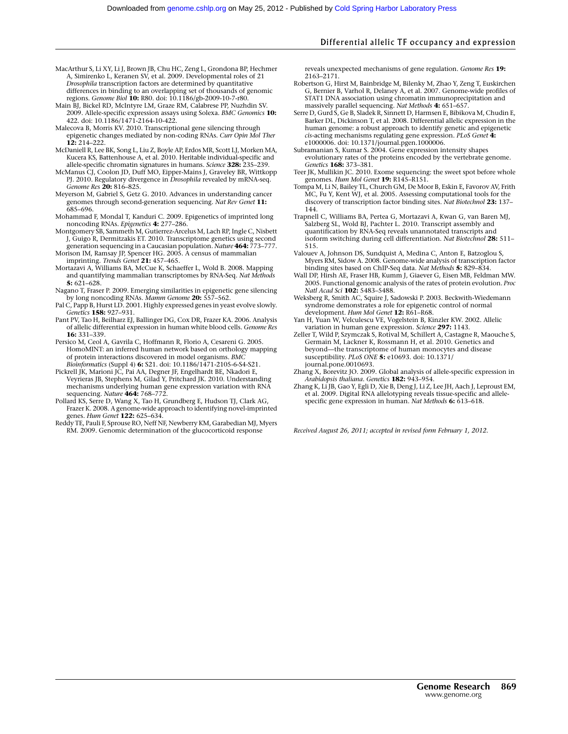MacArthur S, Li XY, Li J, Brown JB, Chu HC, Zeng L, Grondona BP, Hechmer A, Simirenko L, Keranen SV, et al. 2009. Developmental roles of 21 *Drosophila* transcription factors are determined by quantitative differences in binding to an overlapping set of thousands of genomic regions. *Genome Biol* **10:** R80. doi: 10.1186/gb-2009-10-7-r80.

Main BJ, Bickel RD, McIntyre LM, Graze RM, Calabrese PP, Nuzhdin SV. 2009. Allele-specific expression assays using Solexa. *BMC Genomics* **10:** 422. doi: 10.1186/1471-2164-10-422.

Malecova B, Morris KV. 2010. Transcriptional gene silencing through epigenetic changes mediated by non-coding RNAs. *Curr Opin Mol Ther* **12:** 214–222.

McDaniell R, Lee BK, Song L, Liu Z, Boyle AP, Erdos MR, Scott LJ, Morken MA, Kucera KS, Battenhouse A, et al. 2010. Heritable individual-specific and allele-specific chromatin signatures in humans. *Science* **328:** 235–239.

McManus CJ, Coolon JD, Duff MO, Eipper-Mains J, Graveley BR, Wittkopp PJ. 2010. Regulatory divergence in *Drosophila* revealed by mRNA-seq. *Genome Res* **20:** 816–825.

Meyerson M, Gabriel S, Getz G. 2010. Advances in understanding cancer genomes through second-generation sequencing. *Nat Rev Genet* **11:** 685–696.

Mohammad F, Mondal T, Kanduri C. 2009. Epigenetics of imprinted long noncoding RNAs. *Epigenetics* **4:** 277–286.

Montgomery SB, Sammeth M, Gutierrez-Arcelus M, Lach RP, Ingle C, Nisbett J, Guigo R, Dermitzakis ET. 2010. Transcriptome genetics using second generation sequencing in a Caucasian population. *Nature* **464:** 773–777.

Morison IM, Ramsay JP, Spencer HG. 2005. A census of mammalian imprinting. *Trends Genet* **21:** 457–465.

Mortazavi A, Williams BA, McCue K, Schaeffer L, Wold B. 2008. Mapping and quantifying mammalian transcriptomes by RNA-Seq. *Nat Methods* **5:** 621–628.

Nagano T, Fraser P. 2009. Emerging similarities in epigenetic gene silencing by long noncoding RNAs. *Mamm Genome* **20:** 557–562.

Pal C, Papp B, Hurst LD. 2001. Highly expressed genes in yeast evolve slowly. *Genetics* **158:** 927–931.

Pant PV, Tao H, Beilharz EJ, Ballinger DG, Cox DR, Frazer KA. 2006. Analysis of allelic differential expression in human white blood cells. *Genome Res* **16:** 331–339.

Persico M, Ceol A, Gavrila C, Hoffmann R, Florio A, Cesareni G. 2005. HomoMINT: an inferred human network based on orthology mapping of protein interactions discovered in model organisms. *BMC Bioinformatics* (Suppl 4) **6:** S21. doi: 10.1186/1471-2105-6-S4-S21.

Pickrell JK, Marioni JC, Pai AA, Degner JF, Engelhardt BE, Nkadori E, Veyrieras JB, Stephens M, Gilad Y, Pritchard JK. 2010. Understanding mechanisms underlying human gene expression variation with RNA sequencing. *Nature* **464:** 768–772.

Pollard KS, Serre D, Wang X, Tao H, Grundberg E, Hudson TJ, Clark AG, Frazer K. 2008. A genome-wide approach to identifying novel-imprinted genes. *Hum Genet* **122:** 625–634.

Reddy TE, Pauli F, Sprouse RO, Neff NF, Newberry KM, Garabedian MJ, Myers RM. 2009. Genomic determination of the glucocorticoid response reveals unexpected mechanisms of gene regulation. *Genome Res* **19:** 2163–2171.

Robertson G, Hirst M, Bainbridge M, Bilenky M, Zhao Y, Zeng T, Euskirchen G, Bernier B, Varhol R, Delaney A, et al. 2007. Genome-wide profiles of STAT1 DNA association using chromatin immunoprecipitation and massively parallel sequencing. *Nat Methods* **4:** 651–657.

Serre D, Gurd S, Ge B, Sladek R, Sinnett D, Harmsen E, Bibikova M, Chudin E, Barker DL, Dickinson T, et al. 2008. Differential allelic expression in the human genome: a robust approach to identify genetic and epigenetic *cis*-acting mechanisms regulating gene expression. *PLoS Genet* **4:** e1000006. doi: 10.1371/journal.pgen.1000006.

Subramanian S, Kumar S. 2004. Gene expression intensity shapes evolutionary rates of the proteins encoded by the vertebrate genome. *Genetics* **168:** 373–381.

Teer JK, Mullikin JC. 2010. Exome sequencing: the sweet spot before whole genomes. *Hum Mol Genet* **19:** R145–R151.

Tompa M, Li N, Bailey TL, Church GM, De Moor B, Eskin E, Favorov AV, Frith MC, Fu Y, Kent WJ, et al. 2005. Assessing computational tools for the discovery of transcription factor binding sites. *Nat Biotechnol* **23:** 137–144.

Trapnell C, Williams BA, Pertea G, Mortazavi A, Kwan G, van Baren MJ, Salzberg SL, Wold BJ, Pachter L. 2010. Transcript assembly and quantification by RNA-Seq reveals unannotated transcripts and isoform switching during cell differentiation. *Nat Biotechnol* **28:** 511–515.

Valouev A, Johnson DS, Sundquist A, Medina C, Anton E, Batzoglou S, Myers RM, Sidow A. 2008. Genome-wide analysis of transcription factor binding sites based on ChIP-Seq data. *Nat Methods* **5:** 829–834.

Wall DP, Hirsh AE, Fraser HB, Kumm J, Giaever G, Eisen MB, Feldman MW. 2005. Functional genomic analysis of the rates of protein evolution. *Proc Natl Acad Sci* **102:** 5483–5488.

Weksberg R, Smith AC, Squire J, Sadowski P. 2003. Beckwith-Wiedemann syndrome demonstrates a role for epigenetic control of normal development. *Hum Mol Genet* **12:** R61–R68.

Yan H, Yuan W, Velculescu VE, Vogelstein B, Kinzler KW. 2002. Allelic variation in human gene expression. *Science* **297:** 1143.

Zeller T, Wild P, Szymczak S, Rotival M, Schillert A, Castagne R, Maouche S, Germain M, Lackner K, Rossmann H, et al. 2010. Genetics and beyond—the transcriptome of human monocytes and disease susceptibility. *PLoS ONE* **5:** e10693. doi: 10.1371/journal.pone.0010693.

Zhang X, Borevitz JO. 2009. Global analysis of allele-specific expression in *Arabidopsis thaliana*. *Genetics* **182:** 943–954.

Zhang K, Li JB, Gao Y, Egli D, Xie B, Deng J, Li Z, Lee JH, Aach J, Leproust EM, et al. 2009. Digital RNA allelotyping reveals tissue-specific and allele-specific gene expression in human. *Nat Methods* **6:** 613–618.

*Received August 26, 2011; accepted in revised form February 1, 2012.*